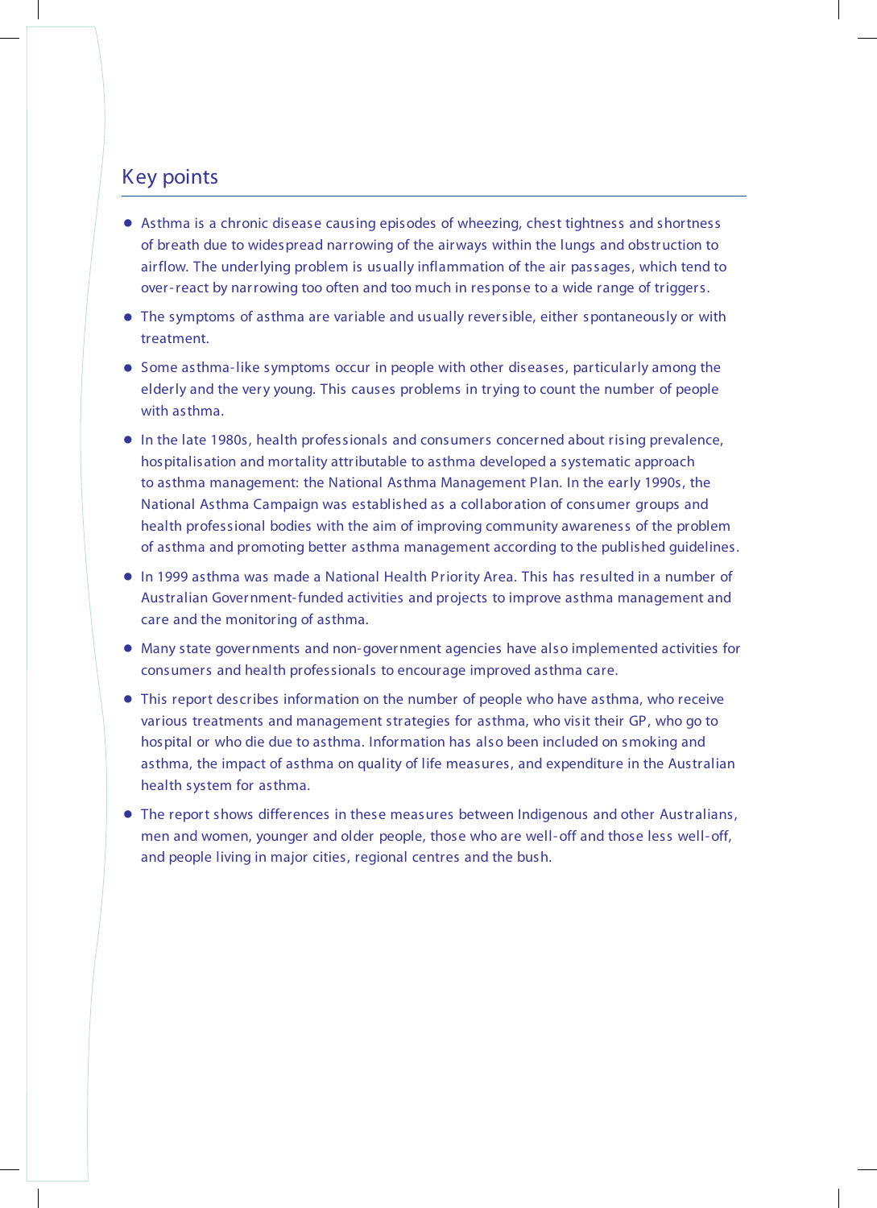## Key points

- Asthma is a chronic disease causing episodes of wheezing, chest tightness and shortness of breath due to widespread narrowing of the airways within the lungs and obstruction to airflow. The underlying problem is usually inflammation of the air passages, which tend to over-react by narrowing too often and too much in response to a wide range of triggers.
- The symptoms of asthma are variable and usually reversible, either spontaneously or with treatment.
- Some asthma-like symptoms occur in people with other diseases, particularly among the elderly and the very young. This causes problems in trying to count the number of people with asthma.
- In the late 1980s, health professionals and consumers concerned about rising prevalence, hospitalisation and mortality attributable to asthma developed a systematic approach to asthma management: the National Asthma Management Plan. In the early 1990s, the National Asthma Campaign was established as a collaboration of consumer groups and health professional bodies with the aim of improving community awareness of the problem of asthma and promoting better asthma management according to the published guidelines.
- In 1999 asthma was made a National Health Priority Area. This has resulted in a number of Australian Government-funded activities and projects to improve asthma management and care and the monitoring of asthma.
- Many state governments and non-government agencies have also implemented activities for consumers and health professionals to encourage improved asthma care.
- This report describes information on the number of people who have asthma, who receive various treatments and management strategies for asthma, who visit their GP, who go to hospital or who die due to asthma. Information has also been included on smoking and asthma, the impact of asthma on quality of life measures, and expenditure in the Australian health system for asthma.
- The report shows differences in these measures between Indigenous and other Australians, men and women, younger and older people, those who are well-off and those less well-off, and people living in major cities, regional centres and the bush.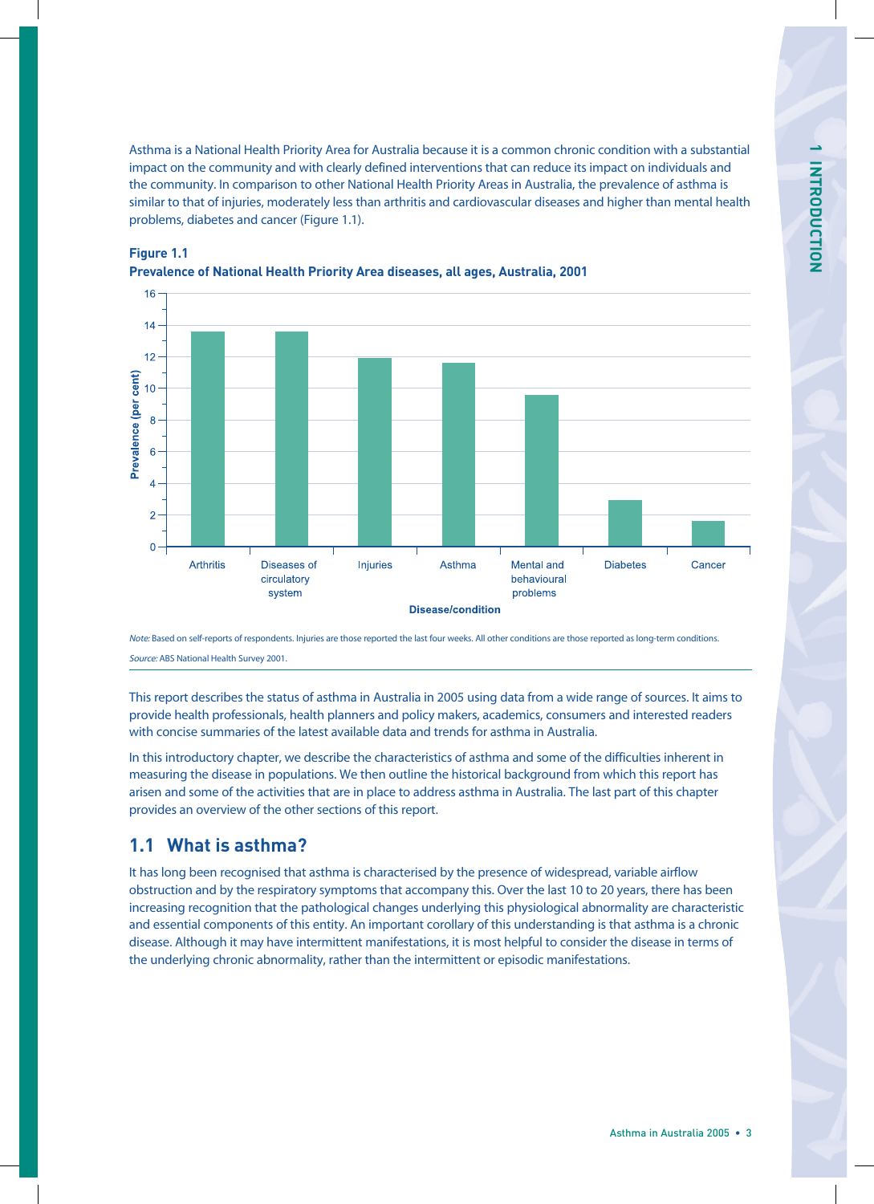Asthma is a National Health Priority Area for Australia because it is a common chronic condition with a substantial impact on the community and with clearly defined interventions that can reduce its impact on individuals and the community. In comparison to other National Health Priority Areas in Australia, the prevalence of asthma is similar to that of injuries, moderately less than arthritis and cardiovascular diseases and higher than mental health problems, diabetes and cancer (Figure 1.1).

**Figure 1.1**
**Prevalence of National Health Priority Area diseases, all ages, Australia, 2001**

*Note:* Based on self-reports of respondents. Injuries are those reported the last four weeks. All other conditions are those reported as long-term conditions.

*Source:* ABS National Health Survey 2001.

This report describes the status of asthma in Australia in 2005 using data from a wide range of sources. It aims to provide health professionals, health planners and policy makers, academics, consumers and interested readers with concise summaries of the latest available data and trends for asthma in Australia.

In this introductory chapter, we describe the characteristics of asthma and some of the difficulties inherent in measuring the disease in populations. We then outline the historical background from which this report has arisen and some of the activities that are in place to address asthma in Australia. The last part of this chapter provides an overview of the other sections of this report.

## 1.1 What is asthma?

It has long been recognised that asthma is characterised by the presence of widespread, variable airflow obstruction and by the respiratory symptoms that accompany this. Over the last 10 to 20 years, there has been increasing recognition that the pathological changes underlying this physiological abnormality are characteristic and essential components of this entity. An important corollary of this understanding is that asthma is a chronic disease. Although it may have intermittent manifestations, it is most helpful to consider the disease in terms of the underlying chronic abnormality, rather than the intermittent or episodic manifestations.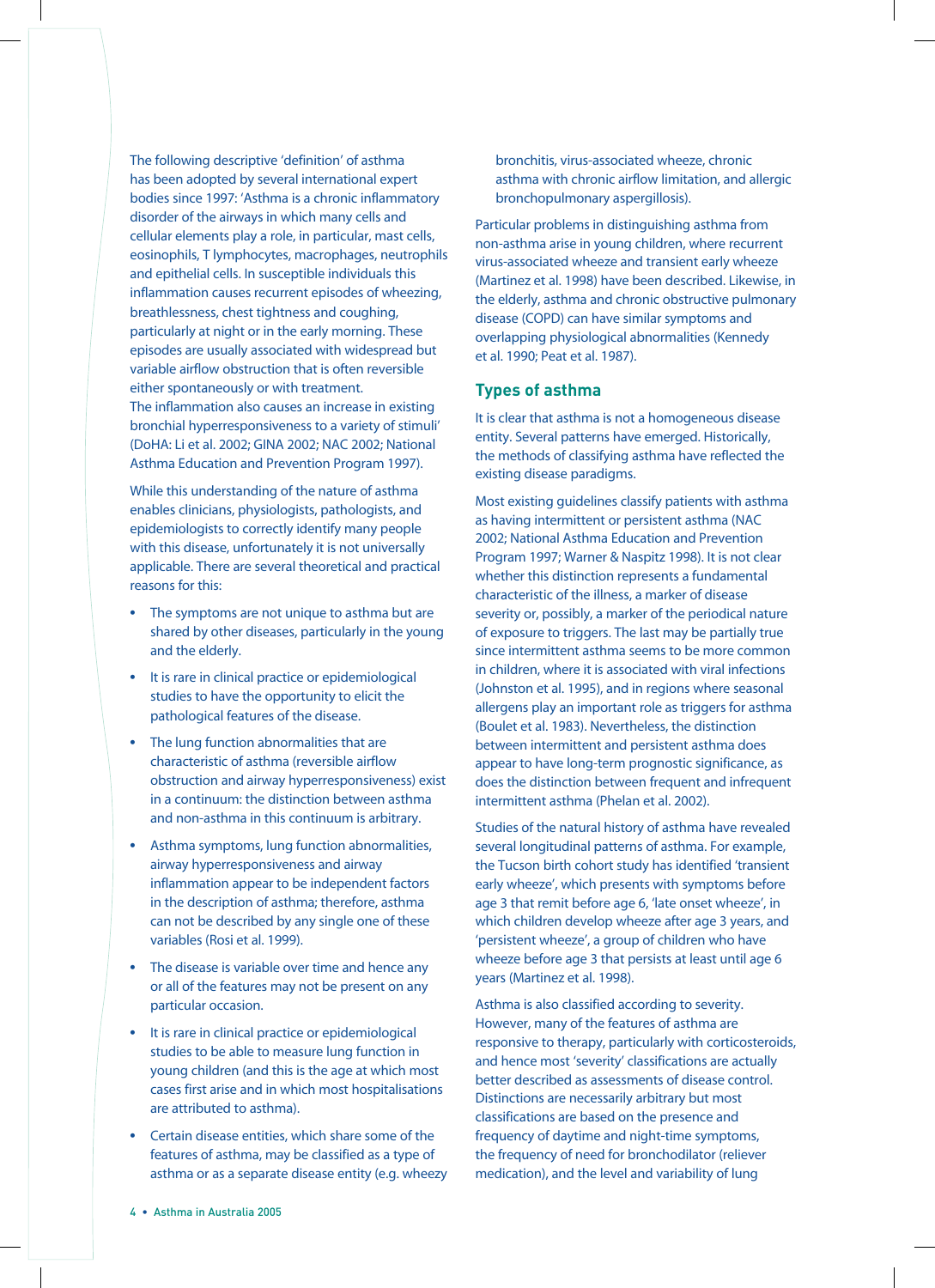The following descriptive 'definition' of asthma has been adopted by several international expert bodies since 1997: 'Asthma is a chronic inflammatory disorder of the airways in which many cells and cellular elements play a role, in particular, mast cells, eosinophils, T lymphocytes, macrophages, neutrophils and epithelial cells. In susceptible individuals this inflammation causes recurrent episodes of wheezing, breathlessness, chest tightness and coughing, particularly at night or in the early morning. These episodes are usually associated with widespread but variable airflow obstruction that is often reversible either spontaneously or with treatment. The inflammation also causes an increase in existing bronchial hyperresponsiveness to a variety of stimuli' (DoHA: Li et al. 2002; GINA 2002; NAC 2002; National Asthma Education and Prevention Program 1997).

While this understanding of the nature of asthma enables clinicians, physiologists, pathologists, and epidemiologists to correctly identify many people with this disease, unfortunately it is not universally applicable. There are several theoretical and practical reasons for this:

- The symptoms are not unique to asthma but are shared by other diseases, particularly in the young and the elderly.
- It is rare in clinical practice or epidemiological studies to have the opportunity to elicit the pathological features of the disease.
- The lung function abnormalities that are characteristic of asthma (reversible airflow obstruction and airway hyperresponsiveness) exist in a continuum: the distinction between asthma and non-asthma in this continuum is arbitrary.
- Asthma symptoms, lung function abnormalities, airway hyperresponsiveness and airway inflammation appear to be independent factors in the description of asthma; therefore, asthma can not be described by any single one of these variables (Rosi et al. 1999).
- The disease is variable over time and hence any or all of the features may not be present on any particular occasion.
- It is rare in clinical practice or epidemiological studies to be able to measure lung function in young children (and this is the age at which most cases first arise and in which most hospitalisations are attributed to asthma).
- Certain disease entities, which share some of the features of asthma, may be classified as a type of asthma or as a separate disease entity (e.g. wheezy bronchitis, virus-associated wheeze, chronic asthma with chronic airflow limitation, and allergic bronchopulmonary aspergillosis).

Particular problems in distinguishing asthma from non-asthma arise in young children, where recurrent virus-associated wheeze and transient early wheeze (Martinez et al. 1998) have been described. Likewise, in the elderly, asthma and chronic obstructive pulmonary disease (COPD) can have similar symptoms and overlapping physiological abnormalities (Kennedy et al. 1990; Peat et al. 1987).

## Types of asthma

It is clear that asthma is not a homogeneous disease entity. Several patterns have emerged. Historically, the methods of classifying asthma have reflected the existing disease paradigms.

Most existing guidelines classify patients with asthma as having intermittent or persistent asthma (NAC 2002; National Asthma Education and Prevention Program 1997; Warner & Naspitz 1998). It is not clear whether this distinction represents a fundamental characteristic of the illness, a marker of disease severity or, possibly, a marker of the periodical nature of exposure to triggers. The last may be partially true since intermittent asthma seems to be more common in children, where it is associated with viral infections (Johnston et al. 1995), and in regions where seasonal allergens play an important role as triggers for asthma (Boulet et al. 1983). Nevertheless, the distinction between intermittent and persistent asthma does appear to have long-term prognostic significance, as does the distinction between frequent and infrequent intermittent asthma (Phelan et al. 2002).

Studies of the natural history of asthma have revealed several longitudinal patterns of asthma. For example, the Tucson birth cohort study has identified 'transient early wheeze', which presents with symptoms before age 3 that remit before age 6, 'late onset wheeze', in which children develop wheeze after age 3 years, and 'persistent wheeze', a group of children who have wheeze before age 3 that persists at least until age 6 years (Martinez et al. 1998).

Asthma is also classified according to severity. However, many of the features of asthma are responsive to therapy, particularly with corticosteroids, and hence most 'severity' classifications are actually better described as assessments of disease control. Distinctions are necessarily arbitrary but most classifications are based on the presence and frequency of daytime and night-time symptoms, the frequency of need for bronchodilator (reliever medication), and the level and variability of lung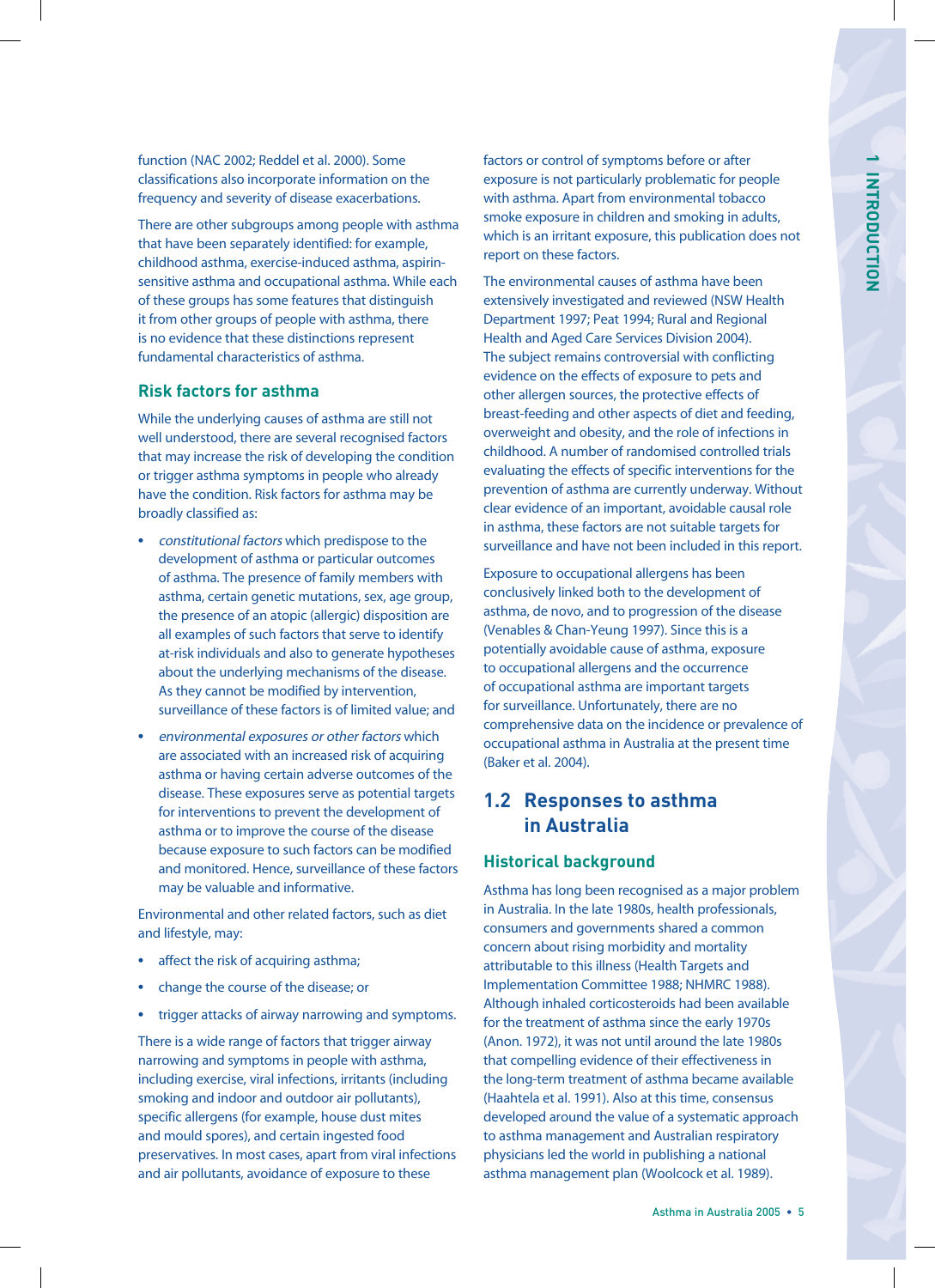function (NAC 2002; Reddel et al. 2000). Some classifications also incorporate information on the frequency and severity of disease exacerbations.

There are other subgroups among people with asthma that have been separately identified: for example, childhood asthma, exercise-induced asthma, aspirin-sensitive asthma and occupational asthma. While each of these groups has some features that distinguish it from other groups of people with asthma, there is no evidence that these distinctions represent fundamental characteristics of asthma.

### Risk factors for asthma

While the underlying causes of asthma are still not well understood, there are several recognised factors that may increase the risk of developing the condition or trigger asthma symptoms in people who already have the condition. Risk factors for asthma may be broadly classified as:

- *constitutional factors* which predispose to the development of asthma or particular outcomes of asthma. The presence of family members with asthma, certain genetic mutations, sex, age group, the presence of an atopic (allergic) disposition are all examples of such factors that serve to identify at-risk individuals and also to generate hypotheses about the underlying mechanisms of the disease. As they cannot be modified by intervention, surveillance of these factors is of limited value; and
- *environmental exposures or other factors* which are associated with an increased risk of acquiring asthma or having certain adverse outcomes of the disease. These exposures serve as potential targets for interventions to prevent the development of asthma or to improve the course of the disease because exposure to such factors can be modified and monitored. Hence, surveillance of these factors may be valuable and informative.

Environmental and other related factors, such as diet and lifestyle, may:

- affect the risk of acquiring asthma;
- change the course of the disease; or
- trigger attacks of airway narrowing and symptoms.

There is a wide range of factors that trigger airway narrowing and symptoms in people with asthma, including exercise, viral infections, irritants (including smoking and indoor and outdoor air pollutants), specific allergens (for example, house dust mites and mould spores), and certain ingested food preservatives. In most cases, apart from viral infections and air pollutants, avoidance of exposure to these factors or control of symptoms before or after exposure is not particularly problematic for people with asthma. Apart from environmental tobacco smoke exposure in children and smoking in adults, which is an irritant exposure, this publication does not report on these factors.

The environmental causes of asthma have been extensively investigated and reviewed (NSW Health Department 1997; Peat 1994; Rural and Regional Health and Aged Care Services Division 2004). The subject remains controversial with conflicting evidence on the effects of exposure to pets and other allergen sources, the protective effects of breast-feeding and other aspects of diet and feeding, overweight and obesity, and the role of infections in childhood. A number of randomised controlled trials evaluating the effects of specific interventions for the prevention of asthma are currently underway. Without clear evidence of an important, avoidable causal role in asthma, these factors are not suitable targets for surveillance and have not been included in this report.

Exposure to occupational allergens has been conclusively linked both to the development of asthma, de novo, and to progression of the disease (Venables & Chan-Yeung 1997). Since this is a potentially avoidable cause of asthma, exposure to occupational allergens and the occurrence of occupational asthma are important targets for surveillance. Unfortunately, there are no comprehensive data on the incidence or prevalence of occupational asthma in Australia at the present time (Baker et al. 2004).

## 1.2 Responses to asthma in Australia

### Historical background

Asthma has long been recognised as a major problem in Australia. In the late 1980s, health professionals, consumers and governments shared a common concern about rising morbidity and mortality attributable to this illness (Health Targets and Implementation Committee 1988; NHMRC 1988). Although inhaled corticosteroids had been available for the treatment of asthma since the early 1970s (Anon. 1972), it was not until around the late 1980s that compelling evidence of their effectiveness in the long-term treatment of asthma became available (Haahtela et al. 1991). Also at this time, consensus developed around the value of a systematic approach to asthma management and Australian respiratory physicians led the world in publishing a national asthma management plan (Woolcock et al. 1989).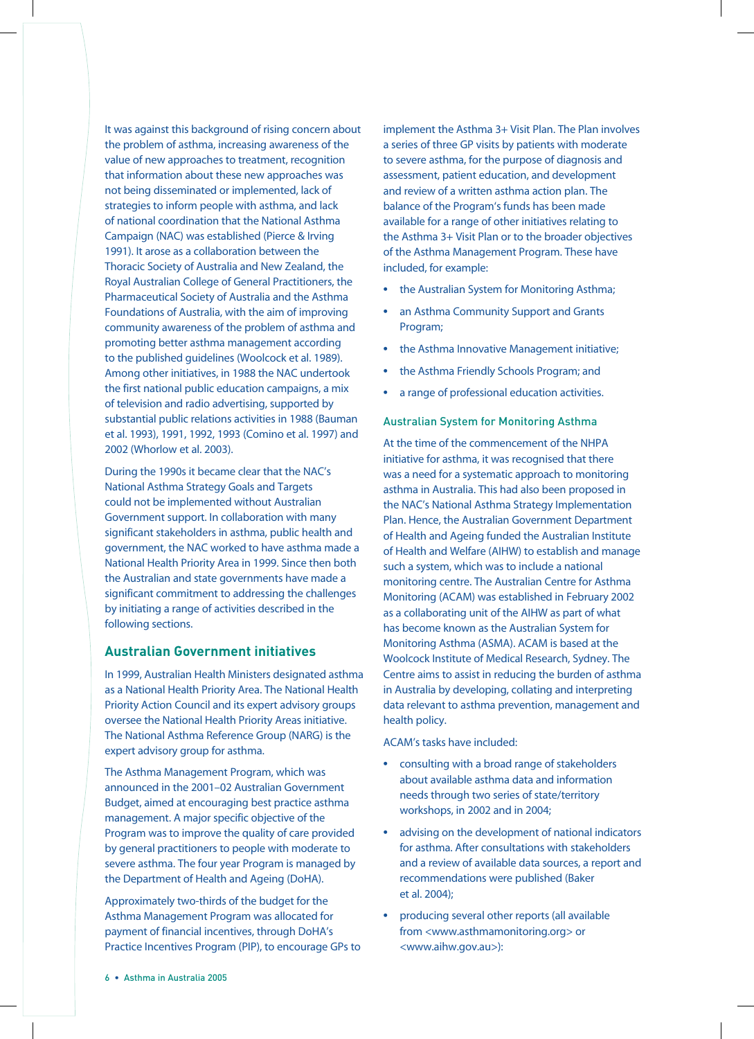It was against this background of rising concern about the problem of asthma, increasing awareness of the value of new approaches to treatment, recognition that information about these new approaches was not being disseminated or implemented, lack of strategies to inform people with asthma, and lack of national coordination that the National Asthma Campaign (NAC) was established (Pierce & Irving 1991). It arose as a collaboration between the Thoracic Society of Australia and New Zealand, the Royal Australian College of General Practitioners, the Pharmaceutical Society of Australia and the Asthma Foundations of Australia, with the aim of improving community awareness of the problem of asthma and promoting better asthma management according to the published guidelines (Woolcock et al. 1989). Among other initiatives, in 1988 the NAC undertook the first national public education campaigns, a mix of television and radio advertising, supported by substantial public relations activities in 1988 (Bauman et al. 1993), 1991, 1992, 1993 (Comino et al. 1997) and 2002 (Whorlow et al. 2003).

During the 1990s it became clear that the NAC's National Asthma Strategy Goals and Targets could not be implemented without Australian Government support. In collaboration with many significant stakeholders in asthma, public health and government, the NAC worked to have asthma made a National Health Priority Area in 1999. Since then both the Australian and state governments have made a significant commitment to addressing the challenges by initiating a range of activities described in the following sections.

## Australian Government initiatives

In 1999, Australian Health Ministers designated asthma as a National Health Priority Area. The National Health Priority Action Council and its expert advisory groups oversee the National Health Priority Areas initiative. The National Asthma Reference Group (NARG) is the expert advisory group for asthma.

The Asthma Management Program, which was announced in the 2001–02 Australian Government Budget, aimed at encouraging best practice asthma management. A major specific objective of the Program was to improve the quality of care provided by general practitioners to people with moderate to severe asthma. The four year Program is managed by the Department of Health and Ageing (DoHA).

Approximately two-thirds of the budget for the Asthma Management Program was allocated for payment of financial incentives, through DoHA's Practice Incentives Program (PIP), to encourage GPs to implement the Asthma 3+ Visit Plan. The Plan involves a series of three GP visits by patients with moderate to severe asthma, for the purpose of diagnosis and assessment, patient education, and development and review of a written asthma action plan. The balance of the Program's funds has been made available for a range of other initiatives relating to the Asthma 3+ Visit Plan or to the broader objectives of the Asthma Management Program. These have included, for example:

- the Australian System for Monitoring Asthma;
- an Asthma Community Support and Grants Program;
- the Asthma Innovative Management initiative;
- the Asthma Friendly Schools Program; and
- a range of professional education activities.

### Australian System for Monitoring Asthma

At the time of the commencement of the NHPA initiative for asthma, it was recognised that there was a need for a systematic approach to monitoring asthma in Australia. This had also been proposed in the NAC's National Asthma Strategy Implementation Plan. Hence, the Australian Government Department of Health and Ageing funded the Australian Institute of Health and Welfare (AIHW) to establish and manage such a system, which was to include a national monitoring centre. The Australian Centre for Asthma Monitoring (ACAM) was established in February 2002 as a collaborating unit of the AIHW as part of what has become known as the Australian System for Monitoring Asthma (ASMA). ACAM is based at the Woolcock Institute of Medical Research, Sydney. The Centre aims to assist in reducing the burden of asthma in Australia by developing, collating and interpreting data relevant to asthma prevention, management and health policy.

ACAM's tasks have included:

- consulting with a broad range of stakeholders about available asthma data and information needs through two series of state/territory workshops, in 2002 and in 2004;
- advising on the development of national indicators for asthma. After consultations with stakeholders and a review of available data sources, a report and recommendations were published (Baker et al. 2004);
- producing several other reports (all available from <www.asthmamonitoring.org> or <www.aihw.gov.au>):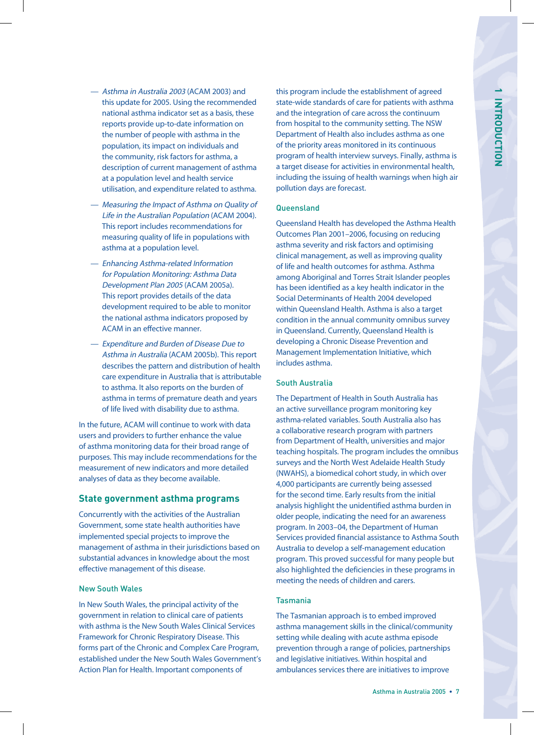- *Asthma in Australia 2003* (ACAM 2003) and this update for 2005. Using the recommended national asthma indicator set as a basis, these reports provide up-to-date information on the number of people with asthma in the population, its impact on individuals and the community, risk factors for asthma, a description of current management of asthma at a population level and health service utilisation, and expenditure related to asthma.
- *Measuring the Impact of Asthma on Quality of Life in the Australian Population* (ACAM 2004). This report includes recommendations for measuring quality of life in populations with asthma at a population level.
- *Enhancing Asthma-related Information for Population Monitoring: Asthma Data Development Plan 2005* (ACAM 2005a). This report provides details of the data development required to be able to monitor the national asthma indicators proposed by ACAM in an effective manner.
- *Expenditure and Burden of Disease Due to Asthma in Australia* (ACAM 2005b). This report describes the pattern and distribution of health care expenditure in Australia that is attributable to asthma. It also reports on the burden of asthma in terms of premature death and years of life lived with disability due to asthma.

In the future, ACAM will continue to work with data users and providers to further enhance the value of asthma monitoring data for their broad range of purposes. This may include recommendations for the measurement of new indicators and more detailed analyses of data as they become available.

## State government asthma programs

Concurrently with the activities of the Australian Government, some state health authorities have implemented special projects to improve the management of asthma in their jurisdictions based on substantial advances in knowledge about the most effective management of this disease.

### New South Wales

In New South Wales, the principal activity of the government in relation to clinical care of patients with asthma is the New South Wales Clinical Services Framework for Chronic Respiratory Disease. This forms part of the Chronic and Complex Care Program, established under the New South Wales Government's Action Plan for Health. Important components of this program include the establishment of agreed state-wide standards of care for patients with asthma and the integration of care across the continuum from hospital to the community setting. The NSW Department of Health also includes asthma as one of the priority areas monitored in its continuous program of health interview surveys. Finally, asthma is a target disease for activities in environmental health, including the issuing of health warnings when high air pollution days are forecast.

### Queensland

Queensland Health has developed the Asthma Health Outcomes Plan 2001–2006, focusing on reducing asthma severity and risk factors and optimising clinical management, as well as improving quality of life and health outcomes for asthma. Asthma among Aboriginal and Torres Strait Islander peoples has been identified as a key health indicator in the Social Determinants of Health 2004 developed within Queensland Health. Asthma is also a target condition in the annual community omnibus survey in Queensland. Currently, Queensland Health is developing a Chronic Disease Prevention and Management Implementation Initiative, which includes asthma.

### South Australia

The Department of Health in South Australia has an active surveillance program monitoring key asthma-related variables. South Australia also has a collaborative research program with partners from Department of Health, universities and major teaching hospitals. The program includes the omnibus surveys and the North West Adelaide Health Study (NWAHS), a biomedical cohort study, in which over 4,000 participants are currently being assessed for the second time. Early results from the initial analysis highlight the unidentified asthma burden in older people, indicating the need for an awareness program. In 2003–04, the Department of Human Services provided financial assistance to Asthma South Australia to develop a self-management education program. This proved successful for many people but also highlighted the deficiencies in these programs in meeting the needs of children and carers.

### Tasmania

The Tasmanian approach is to embed improved asthma management skills in the clinical/community setting while dealing with acute asthma episode prevention through a range of policies, partnerships and legislative initiatives. Within hospital and ambulances services there are initiatives to improve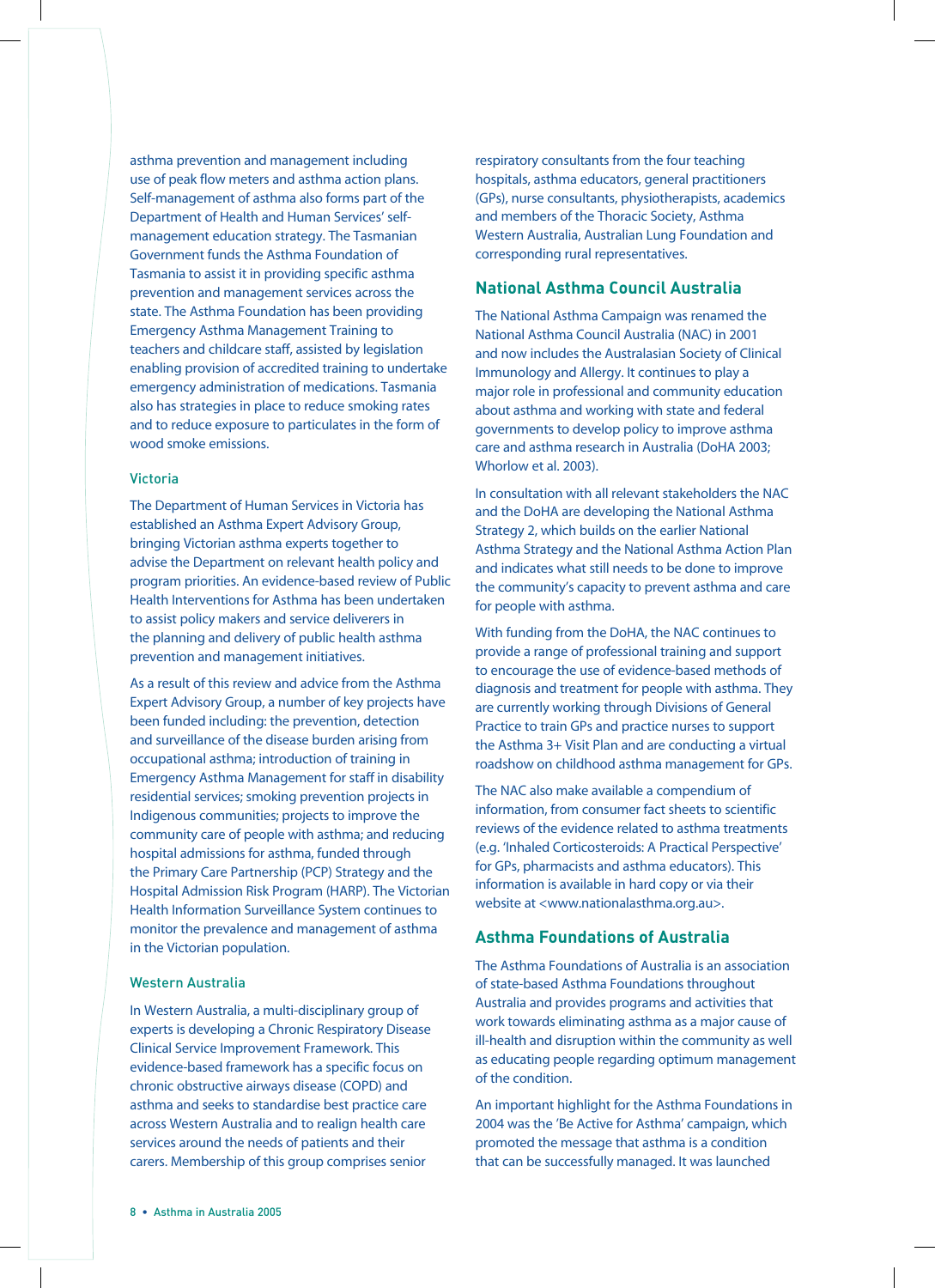asthma prevention and management including use of peak flow meters and asthma action plans. Self-management of asthma also forms part of the Department of Health and Human Services' self-management education strategy. The Tasmanian Government funds the Asthma Foundation of Tasmania to assist it in providing specific asthma prevention and management services across the state. The Asthma Foundation has been providing Emergency Asthma Management Training to teachers and childcare staff, assisted by legislation enabling provision of accredited training to undertake emergency administration of medications. Tasmania also has strategies in place to reduce smoking rates and to reduce exposure to particulates in the form of wood smoke emissions.

### Victoria

The Department of Human Services in Victoria has established an Asthma Expert Advisory Group, bringing Victorian asthma experts together to advise the Department on relevant health policy and program priorities. An evidence-based review of Public Health Interventions for Asthma has been undertaken to assist policy makers and service deliverers in the planning and delivery of public health asthma prevention and management initiatives.

As a result of this review and advice from the Asthma Expert Advisory Group, a number of key projects have been funded including: the prevention, detection and surveillance of the disease burden arising from occupational asthma; introduction of training in Emergency Asthma Management for staff in disability residential services; smoking prevention projects in Indigenous communities; projects to improve the community care of people with asthma; and reducing hospital admissions for asthma, funded through the Primary Care Partnership (PCP) Strategy and the Hospital Admission Risk Program (HARP). The Victorian Health Information Surveillance System continues to monitor the prevalence and management of asthma in the Victorian population.

### Western Australia

In Western Australia, a multi-disciplinary group of experts is developing a Chronic Respiratory Disease Clinical Service Improvement Framework. This evidence-based framework has a specific focus on chronic obstructive airways disease (COPD) and asthma and seeks to standardise best practice care across Western Australia and to realign health care services around the needs of patients and their carers. Membership of this group comprises senior respiratory consultants from the four teaching hospitals, asthma educators, general practitioners (GPs), nurse consultants, physiotherapists, academics and members of the Thoracic Society, Asthma Western Australia, Australian Lung Foundation and corresponding rural representatives.

## National Asthma Council Australia

The National Asthma Campaign was renamed the National Asthma Council Australia (NAC) in 2001 and now includes the Australasian Society of Clinical Immunology and Allergy. It continues to play a major role in professional and community education about asthma and working with state and federal governments to develop policy to improve asthma care and asthma research in Australia (DoHA 2003; Whorlow et al. 2003).

In consultation with all relevant stakeholders the NAC and the DoHA are developing the National Asthma Strategy 2, which builds on the earlier National Asthma Strategy and the National Asthma Action Plan and indicates what still needs to be done to improve the community's capacity to prevent asthma and care for people with asthma.

With funding from the DoHA, the NAC continues to provide a range of professional training and support to encourage the use of evidence-based methods of diagnosis and treatment for people with asthma. They are currently working through Divisions of General Practice to train GPs and practice nurses to support the Asthma 3+ Visit Plan and are conducting a virtual roadshow on childhood asthma management for GPs.

The NAC also make available a compendium of information, from consumer fact sheets to scientific reviews of the evidence related to asthma treatments (e.g. 'Inhaled Corticosteroids: A Practical Perspective' for GPs, pharmacists and asthma educators). This information is available in hard copy or via their website at <www.nationalasthma.org.au>.

## Asthma Foundations of Australia

The Asthma Foundations of Australia is an association of state-based Asthma Foundations throughout Australia and provides programs and activities that work towards eliminating asthma as a major cause of ill-health and disruption within the community as well as educating people regarding optimum management of the condition.

An important highlight for the Asthma Foundations in 2004 was the 'Be Active for Asthma' campaign, which promoted the message that asthma is a condition that can be successfully managed. It was launched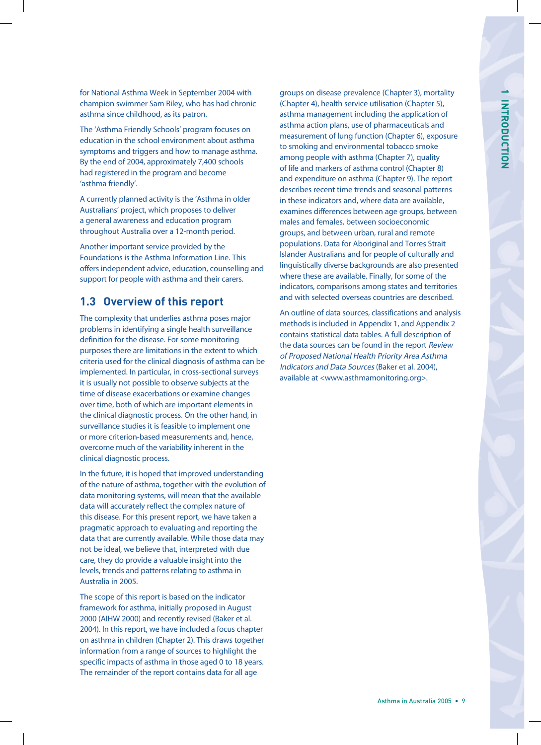for National Asthma Week in September 2004 with champion swimmer Sam Riley, who has had chronic asthma since childhood, as its patron.

The 'Asthma Friendly Schools' program focuses on education in the school environment about asthma symptoms and triggers and how to manage asthma. By the end of 2004, approximately 7,400 schools had registered in the program and become 'asthma friendly'.

A currently planned activity is the 'Asthma in older Australians' project, which proposes to deliver a general awareness and education program throughout Australia over a 12-month period.

Another important service provided by the Foundations is the Asthma Information Line. This offers independent advice, education, counselling and support for people with asthma and their carers.

## 1.3 Overview of this report

The complexity that underlies asthma poses major problems in identifying a single health surveillance definition for the disease. For some monitoring purposes there are limitations in the extent to which criteria used for the clinical diagnosis of asthma can be implemented. In particular, in cross-sectional surveys it is usually not possible to observe subjects at the time of disease exacerbations or examine changes over time, both of which are important elements in the clinical diagnostic process. On the other hand, in surveillance studies it is feasible to implement one or more criterion-based measurements and, hence, overcome much of the variability inherent in the clinical diagnostic process.

In the future, it is hoped that improved understanding of the nature of asthma, together with the evolution of data monitoring systems, will mean that the available data will accurately reflect the complex nature of this disease. For this present report, we have taken a pragmatic approach to evaluating and reporting the data that are currently available. While those data may not be ideal, we believe that, interpreted with due care, they do provide a valuable insight into the levels, trends and patterns relating to asthma in Australia in 2005.

The scope of this report is based on the indicator framework for asthma, initially proposed in August 2000 (AIHW 2000) and recently revised (Baker et al. 2004). In this report, we have included a focus chapter on asthma in children (Chapter 2). This draws together information from a range of sources to highlight the specific impacts of asthma in those aged 0 to 18 years. The remainder of the report contains data for all age groups on disease prevalence (Chapter 3), mortality (Chapter 4), health service utilisation (Chapter 5), asthma management including the application of asthma action plans, use of pharmaceuticals and measurement of lung function (Chapter 6), exposure to smoking and environmental tobacco smoke among people with asthma (Chapter 7), quality of life and markers of asthma control (Chapter 8) and expenditure on asthma (Chapter 9). The report describes recent time trends and seasonal patterns in these indicators and, where data are available, examines differences between age groups, between males and females, between socioeconomic groups, and between urban, rural and remote populations. Data for Aboriginal and Torres Strait Islander Australians and for people of culturally and linguistically diverse backgrounds are also presented where these are available. Finally, for some of the indicators, comparisons among states and territories and with selected overseas countries are described.

An outline of data sources, classifications and analysis methods is included in Appendix 1, and Appendix 2 contains statistical data tables. A full description of the data sources can be found in the report *Review of Proposed National Health Priority Area Asthma Indicators and Data Sources* (Baker et al. 2004), available at <www.asthmamonitoring.org>.